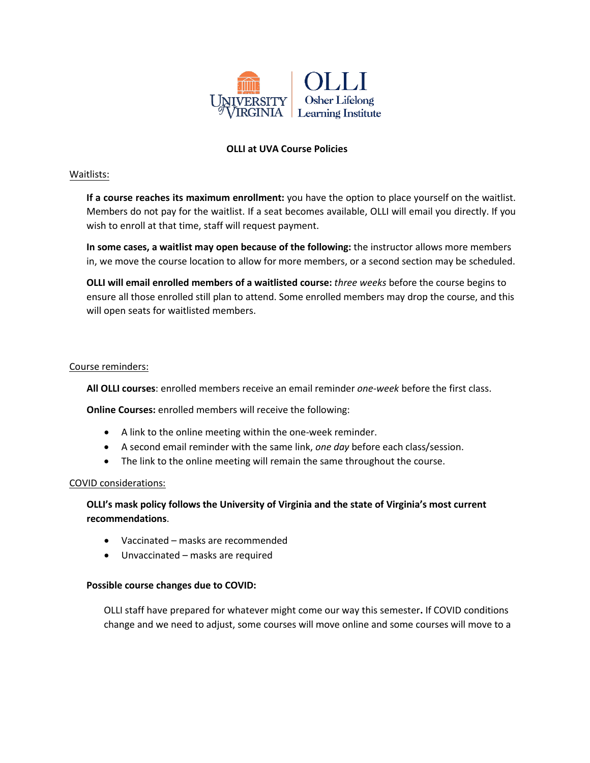# OLLI at UVA Course Policies

## Waitlists:

**If a course reaches its maximum enrollment:** you have the option to place yourself on the waitlist. Members do not pay for the waitlist. If a seat becomes available, OLLI will email you directly. If you wish to enroll at that time, staff will request payment.

**In some cases, a waitlist may open because of the following:** the instructor allows more members in, we move the course location to allow for more members, or a second section may be scheduled.

**OLLI will email enrolled members of a waitlisted course:** *three weeks* before the course begins to ensure all those enrolled still plan to attend. Some enrolled members may drop the course, and this will open seats for waitlisted members.

## Course reminders:

**All OLLI courses**: enrolled members receive an email reminder *one-week* before the first class.

**Online Courses:** enrolled members will receive the following:

- A link to the online meeting within the one-week reminder.
- A second email reminder with the same link, *one day* before each class/session.
- The link to the online meeting will remain the same throughout the course.

## COVID considerations:

**OLLI's mask policy follows the University of Virginia and the state of Virginia's most current recommendations**.

- Vaccinated – masks are recommended
- Unvaccinated – masks are required

**Possible course changes due to COVID:**

OLLI staff have prepared for whatever might come our way this semester**.** If COVID conditions change and we need to adjust, some courses will move online and some courses will move to a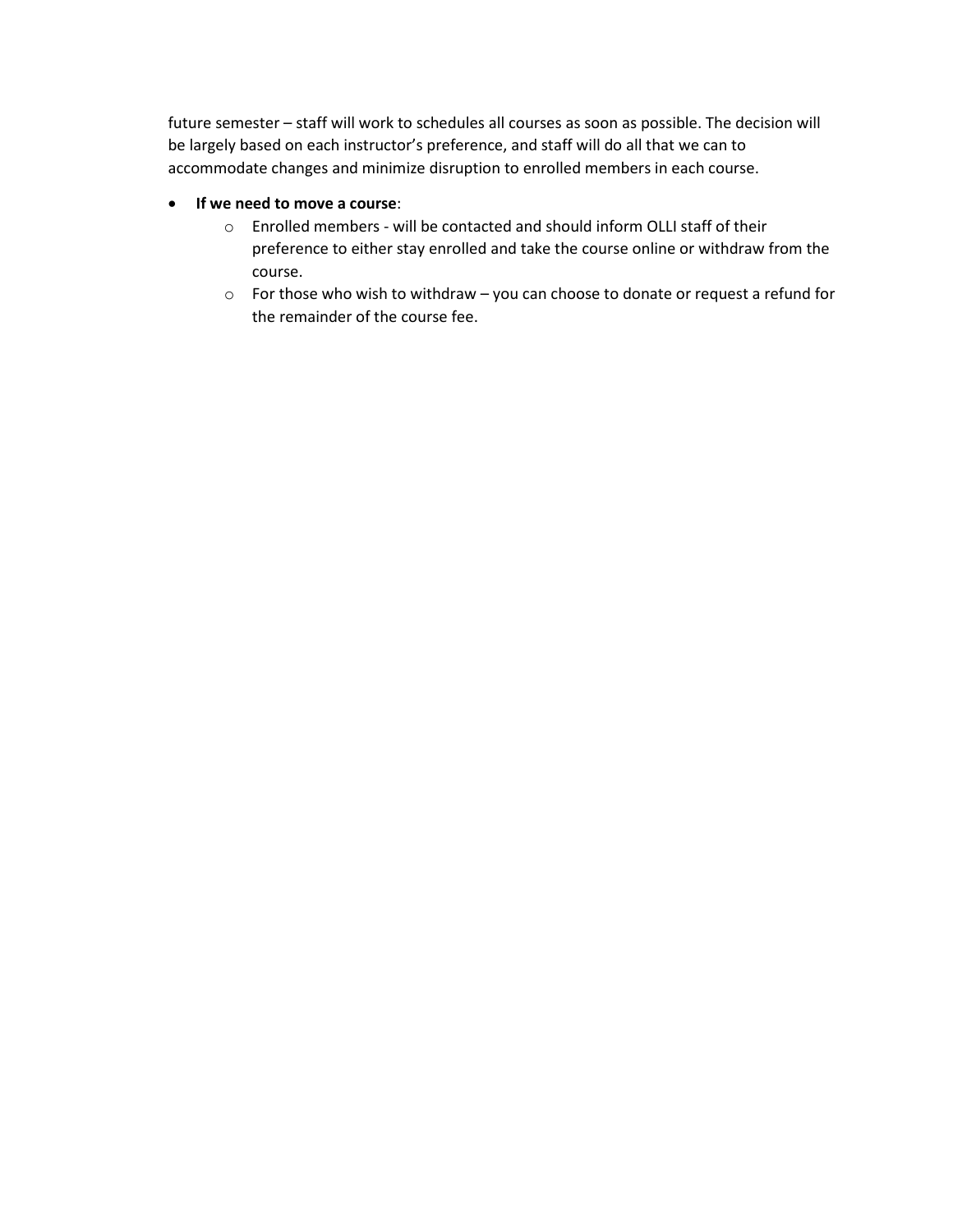future semester – staff will work to schedules all courses as soon as possible. The decision will be largely based on each instructor's preference, and staff will do all that we can to accommodate changes and minimize disruption to enrolled members in each course.

- **If we need to move a course**:
  - Enrolled members - will be contacted and should inform OLLI staff of their preference to either stay enrolled and take the course online or withdraw from the course.
  - For those who wish to withdraw – you can choose to donate or request a refund for the remainder of the course fee.